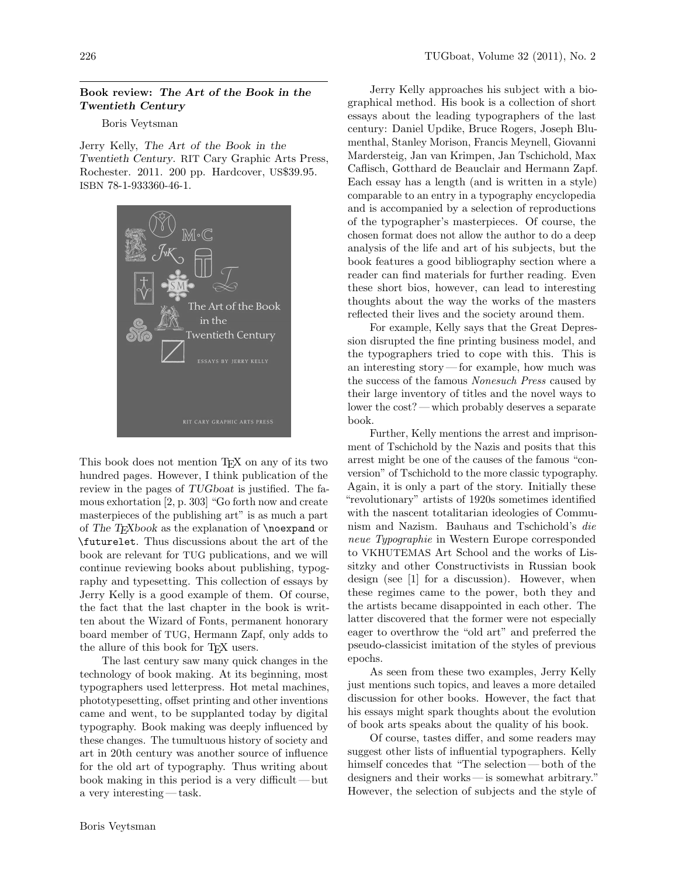## Book review: *The Art of the Book in the Twentieth Century*

Boris Veytsman

Jerry Kelly, *The Art of the Book in the Twentieth Century*. RIT Cary Graphic Arts Press, Rochester. 2011. 200 pp. Hardcover, US$39.95. ISBN 78-1-933360-46-1.

This book does not mention TEX on any of its two hundred pages. However, I think publication of the review in the pages of *TUGboat* is justified. The famous exhortation [2, p. 303] "Go forth now and create masterpieces of the publishing art" is as much a part of *The TEXbook* as the explanation of `\noexpand` or `\futurelet`. Thus discussions about the art of the book are relevant for TUG publications, and we will continue reviewing books about publishing, typography and typesetting. This collection of essays by Jerry Kelly is a good example of them. Of course, the fact that the last chapter in the book is written about the Wizard of Fonts, permanent honorary board member of TUG, Hermann Zapf, only adds to the allure of this book for TEX users.

The last century saw many quick changes in the technology of book making. At its beginning, most typographers used letterpress. Hot metal machines, phototypesetting, offset printing and other inventions came and went, to be supplanted today by digital typography. Book making was deeply influenced by these changes. The tumultuous history of society and art in 20th century was another source of influence for the old art of typography. Thus writing about book making in this period is a very difficult — but a very interesting — task.

Jerry Kelly approaches his subject with a biographical method. His book is a collection of short essays about the leading typographers of the last century: Daniel Updike, Bruce Rogers, Joseph Blumenthal, Stanley Morison, Francis Meynell, Giovanni Mardersteig, Jan van Krimpen, Jan Tschichold, Max Caflisch, Gotthard de Beauclair and Hermann Zapf. Each essay has a length (and is written in a style) comparable to an entry in a typography encyclopedia and is accompanied by a selection of reproductions of the typographer's masterpieces. Of course, the chosen format does not allow the author to do a deep analysis of the life and art of his subjects, but the book features a good bibliography section where a reader can find materials for further reading. Even these short bios, however, can lead to interesting thoughts about the way the works of the masters reflected their lives and the society around them.

For example, Kelly says that the Great Depression disrupted the fine printing business model, and the typographers tried to cope with this. This is an interesting story — for example, how much was the success of the famous *Nonesuch Press* caused by their large inventory of titles and the novel ways to lower the cost? — which probably deserves a separate book.

Further, Kelly mentions the arrest and imprisonment of Tschichold by the Nazis and posits that this arrest might be one of the causes of the famous "conversion" of Tschichold to the more classic typography. Again, it is only a part of the story. Initially these "revolutionary" artists of 1920s sometimes identified with the nascent totalitarian ideologies of Communism and Nazism. Bauhaus and Tschichold's *die neue Typographie* in Western Europe corresponded to VKHUTEMAS Art School and the works of Lissitzky and other Constructivists in Russian book design (see [1] for a discussion). However, when these regimes came to the power, both they and the artists became disappointed in each other. The latter discovered that the former were not especially eager to overthrow the "old art" and preferred the pseudo-classicist imitation of the styles of previous epochs.

As seen from these two examples, Jerry Kelly just mentions such topics, and leaves a more detailed discussion for other books. However, the fact that his essays might spark thoughts about the evolution of book arts speaks about the quality of his book.

Of course, tastes differ, and some readers may suggest other lists of influential typographers. Kelly himself concedes that "The selection — both of the designers and their works — is somewhat arbitrary." However, the selection of subjects and the style of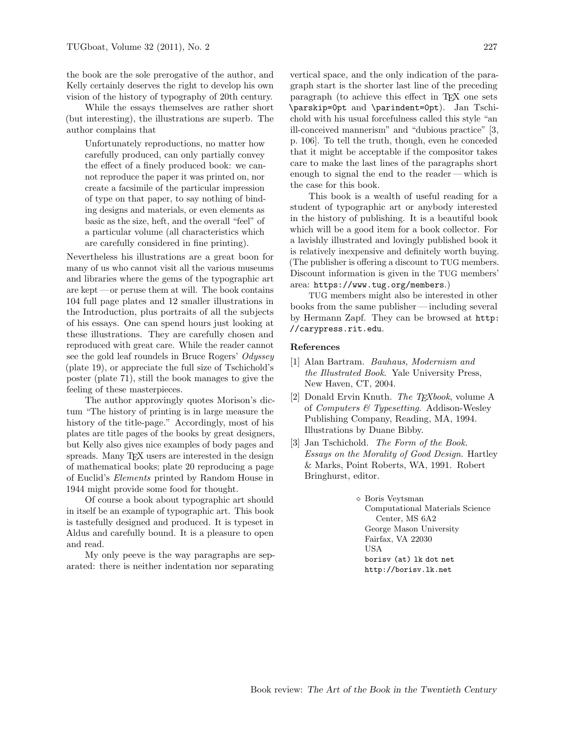the book are the sole prerogative of the author, and Kelly certainly deserves the right to develop his own vision of the history of typography of 20th century.

While the essays themselves are rather short (but interesting), the illustrations are superb. The author complains that

> Unfortunately reproductions, no matter how carefully produced, can only partially convey the effect of a finely produced book: we cannot reproduce the paper it was printed on, nor create a facsimile of the particular impression of type on that paper, to say nothing of binding designs and materials, or even elements as basic as the size, heft, and the overall "feel" of a particular volume (all characteristics which are carefully considered in fine printing).

Nevertheless his illustrations are a great boon for many of us who cannot visit all the various museums and libraries where the gems of the typographic art are kept — or peruse them at will. The book contains 104 full page plates and 12 smaller illustrations in the Introduction, plus portraits of all the subjects of his essays. One can spend hours just looking at these illustrations. They are carefully chosen and reproduced with great care. While the reader cannot see the gold leaf roundels in Bruce Rogers' *Odyssey* (plate 19), or appreciate the full size of Tschichold's poster (plate 71), still the book manages to give the feeling of these masterpieces.

The author approvingly quotes Morison's dictum "The history of printing is in large measure the history of the title-page." Accordingly, most of his plates are title pages of the books by great designers, but Kelly also gives nice examples of body pages and spreads. Many TEX users are interested in the design of mathematical books; plate 20 reproducing a page of Euclid's *Elements* printed by Random House in 1944 might provide some food for thought.

Of course a book about typographic art should in itself be an example of typographic art. This book is tastefully designed and produced. It is typeset in Aldus and carefully bound. It is a pleasure to open and read.

My only peeve is the way paragraphs are separated: there is neither indentation nor separating vertical space, and the only indication of the paragraph start is the shorter last line of the preceding paragraph (to achieve this effect in TEX one sets `\parskip=0pt` and `\parindent=0pt`). Jan Tschichold with his usual forcefulness called this style "an ill-conceived mannerism" and "dubious practice" [3, p. 106]. To tell the truth, though, even he conceded that it might be acceptable if the compositor takes care to make the last lines of the paragraphs short enough to signal the end to the reader — which is the case for this book.

This book is a wealth of useful reading for a student of typographic art or anybody interested in the history of publishing. It is a beautiful book which will be a good item for a book collector. For a lavishly illustrated and lovingly published book it is relatively inexpensive and definitely worth buying. (The publisher is offering a discount to TUG members. Discount information is given in the TUG members' area: `https://www.tug.org/members`.)

TUG members might also be interested in other books from the same publisher — including several by Hermann Zapf. They can be browsed at `http://carypress.rit.edu`.

### References

[1] Alan Bartram. *Bauhaus, Modernism and the Illustrated Book*. Yale University Press, New Haven, CT, 2004.

[2] Donald Ervin Knuth. *The TEXbook*, volume A of *Computers & Typesetting*. Addison-Wesley Publishing Company, Reading, MA, 1994. Illustrations by Duane Bibby.

[3] Jan Tschichold. *The Form of the Book. Essays on the Morality of Good Design*. Hartley & Marks, Point Roberts, WA, 1991. Robert Bringhurst, editor.

◇ Boris Veytsman
Computational Materials Science Center, MS 6A2
George Mason University
Fairfax, VA 22030
USA
`borisv (at) lk dot net`
`http://borisv.lk.net`